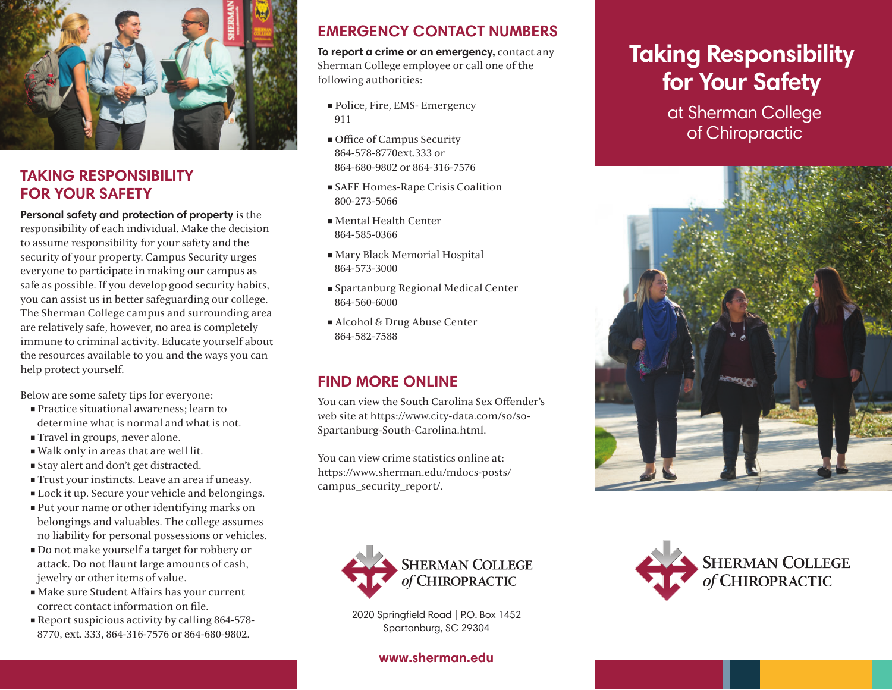## TAKING RESPONSIBILITY FOR YOUR SAFETY

**Personal safety and protection of property** is the responsibility of each individual. Make the decision to assume responsibility for your safety and the security of your property. Campus Security urges everyone to participate in making our campus as safe as possible. If you develop good security habits, you can assist us in better safeguarding our college. The Sherman College campus and surrounding area are relatively safe, however, no area is completely immune to criminal activity. Educate yourself about the resources available to you and the ways you can help protect yourself.

Below are some safety tips for everyone:

- Practice situational awareness; learn to determine what is normal and what is not.
- Travel in groups, never alone.
- Walk only in areas that are well lit.
- Stay alert and don't get distracted.
- Trust your instincts. Leave an area if uneasy.
- Lock it up. Secure your vehicle and belongings.
- Put your name or other identifying marks on belongings and valuables. The college assumes no liability for personal possessions or vehicles.
- Do not make yourself a target for robbery or attack. Do not flaunt large amounts of cash, jewelry or other items of value.
- Make sure Student Affairs has your current correct contact information on file.
- Report suspicious activity by calling 864-578-8770, ext. 333, 864-316-7576 or 864-680-9802.

## EMERGENCY CONTACT NUMBERS

**To report a crime or an emergency,** contact any Sherman College employee or call one of the following authorities:

- Police, Fire, EMS- Emergency
  911
- Office of Campus Security
  864-578-8770ext.333 or
  864-680-9802 or 864-316-7576
- SAFE Homes-Rape Crisis Coalition
  800-273-5066
- Mental Health Center
  864-585-0366
- Mary Black Memorial Hospital
  864-573-3000
- Spartanburg Regional Medical Center
  864-560-6000
- Alcohol & Drug Abuse Center
  864-582-7588

## FIND MORE ONLINE

You can view the South Carolina Sex Offender's web site at https://www.city-data.com/so/so-Spartanburg-South-Carolina.html.

You can view crime statistics online at: https://www.sherman.edu/mdocs-posts/campus_security_report/.

SHERMAN COLLEGE of CHIROPRACTIC

2020 Springfield Road | P.O. Box 1452
Spartanburg, SC 29304

**www.sherman.edu**

# Taking Responsibility for Your Safety

at Sherman College of Chiropractic

SHERMAN COLLEGE of CHIROPRACTIC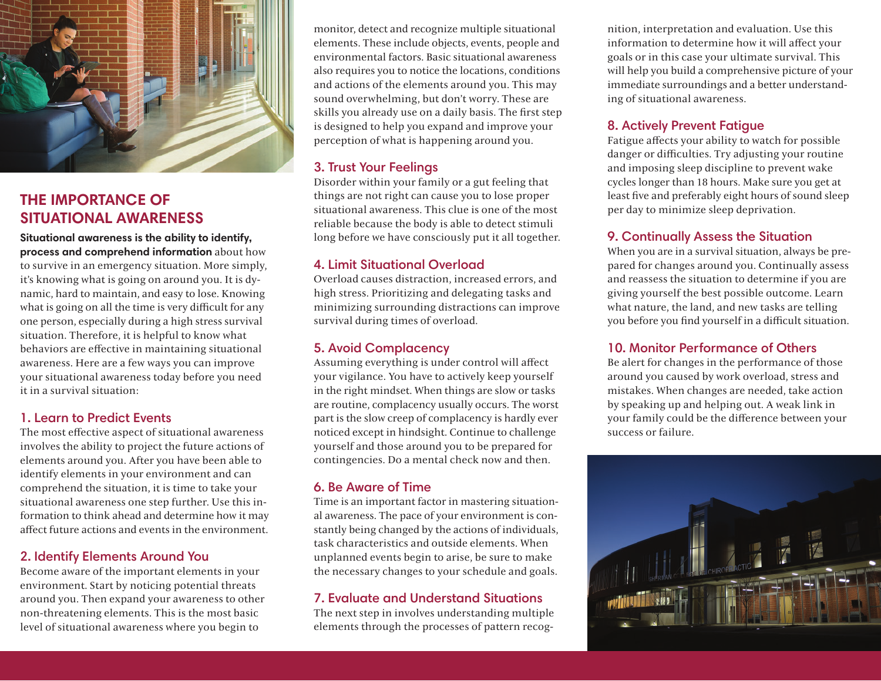## THE IMPORTANCE OF SITUATIONAL AWARENESS

**Situational awareness is the ability to identify, process and comprehend information** about how to survive in an emergency situation. More simply, it's knowing what is going on around you. It is dynamic, hard to maintain, and easy to lose. Knowing what is going on all the time is very difficult for any one person, especially during a high stress survival situation. Therefore, it is helpful to know what behaviors are effective in maintaining situational awareness. Here are a few ways you can improve your situational awareness today before you need it in a survival situation:

### 1. Learn to Predict Events

The most effective aspect of situational awareness involves the ability to project the future actions of elements around you. After you have been able to identify elements in your environment and can comprehend the situation, it is time to take your situational awareness one step further. Use this information to think ahead and determine how it may affect future actions and events in the environment.

### 2. Identify Elements Around You

Become aware of the important elements in your environment. Start by noticing potential threats around you. Then expand your awareness to other non-threatening elements. This is the most basic level of situational awareness where you begin to monitor, detect and recognize multiple situational elements. These include objects, events, people and environmental factors. Basic situational awareness also requires you to notice the locations, conditions and actions of the elements around you. This may sound overwhelming, but don't worry. These are skills you already use on a daily basis. The first step is designed to help you expand and improve your perception of what is happening around you.

### 3. Trust Your Feelings

Disorder within your family or a gut feeling that things are not right can cause you to lose proper situational awareness. This clue is one of the most reliable because the body is able to detect stimuli long before we have consciously put it all together.

### 4. Limit Situational Overload

Overload causes distraction, increased errors, and high stress. Prioritizing and delegating tasks and minimizing surrounding distractions can improve survival during times of overload.

### 5. Avoid Complacency

Assuming everything is under control will affect your vigilance. You have to actively keep yourself in the right mindset. When things are slow or tasks are routine, complacency usually occurs. The worst part is the slow creep of complacency is hardly ever noticed except in hindsight. Continue to challenge yourself and those around you to be prepared for contingencies. Do a mental check now and then.

### 6. Be Aware of Time

Time is an important factor in mastering situational awareness. The pace of your environment is constantly being changed by the actions of individuals, task characteristics and outside elements. When unplanned events begin to arise, be sure to make the necessary changes to your schedule and goals.

### 7. Evaluate and Understand Situations

The next step in involves understanding multiple elements through the processes of pattern recognition, interpretation and evaluation. Use this information to determine how it will affect your goals or in this case your ultimate survival. This will help you build a comprehensive picture of your immediate surroundings and a better understanding of situational awareness.

### 8. Actively Prevent Fatigue

Fatigue affects your ability to watch for possible danger or difficulties. Try adjusting your routine and imposing sleep discipline to prevent wake cycles longer than 18 hours. Make sure you get at least five and preferably eight hours of sound sleep per day to minimize sleep deprivation.

### 9. Continually Assess the Situation

When you are in a survival situation, always be prepared for changes around you. Continually assess and reassess the situation to determine if you are giving yourself the best possible outcome. Learn what nature, the land, and new tasks are telling you before you find yourself in a difficult situation.

### 10. Monitor Performance of Others

Be alert for changes in the performance of those around you caused by work overload, stress and mistakes. When changes are needed, take action by speaking up and helping out. A weak link in your family could be the difference between your success or failure.